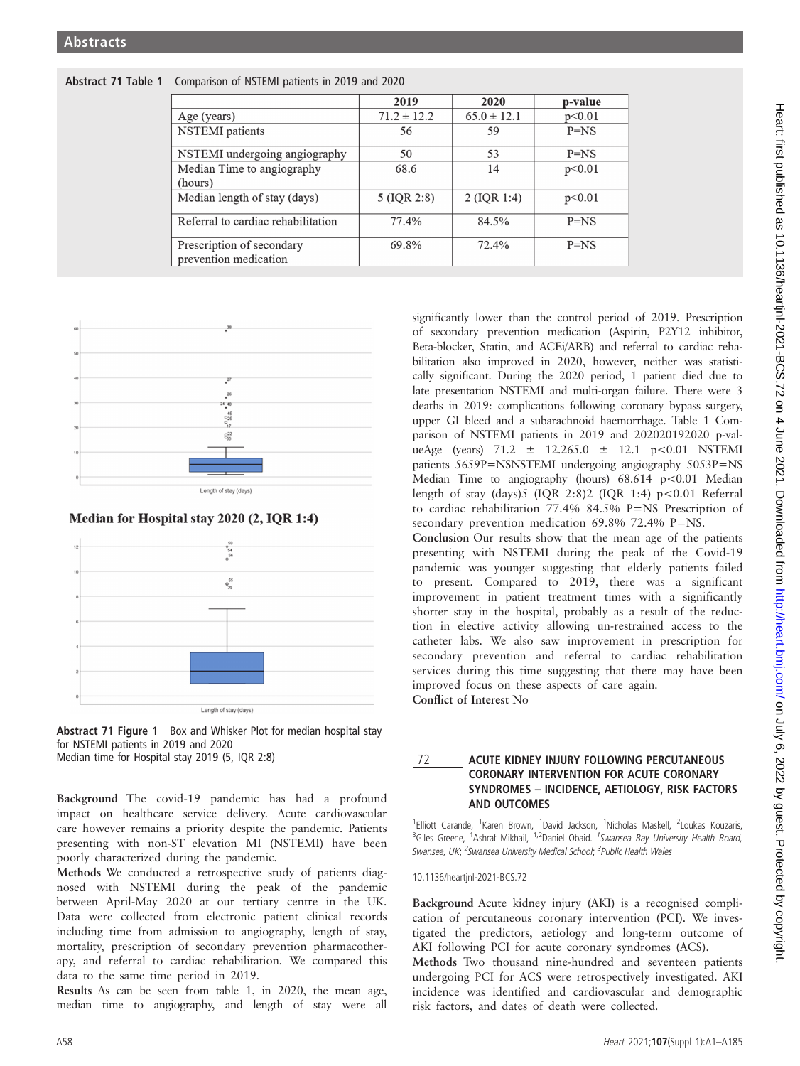Abstract 71 Table 1 Comparison of NSTEMI patients in 2019 and 2020

| | 2019 | 2020 | p-value |
|---|---|---|---|
| Age (years) | 71.2 ± 12.2 | 65.0 ± 12.1 | p<0.01 |
| NSTEMI patients | 56 | 59 | P=NS |
| NSTEMI undergoing angiography | 50 | 53 | P=NS |
| Median Time to angiography (hours) | 68.6 | 14 | p<0.01 |
| Median length of stay (days) | 5 (IQR 2:8) | 2 (IQR 1:4) | p<0.01 |
| Referral to cardiac rehabilitation | 77.4% | 84.5% | P=NS |
| Prescription of secondary prevention medication | 69.8% | 72.4% | P=NS |

Median for Hospital stay 2020 (2, IQR 1:4)

Abstract 71 Figure 1 Box and Whisker Plot for median hospital stay for NSTEMI patients in 2019 and 2020
Median time for Hospital stay 2019 (5, IQR 2:8)

**Background** The covid-19 pandemic has had a profound impact on healthcare service delivery. Acute cardiovascular care however remains a priority despite the pandemic. Patients presenting with non-ST elevation MI (NSTEMI) have been poorly characterized during the pandemic.

**Methods** We conducted a retrospective study of patients diagnosed with NSTEMI during the peak of the pandemic between April-May 2020 at our tertiary centre in the UK. Data were collected from electronic patient clinical records including time from admission to angiography, length of stay, mortality, prescription of secondary prevention pharmacotherapy, and referral to cardiac rehabilitation. We compared this data to the same time period in 2019.

**Results** As can be seen from table 1, in 2020, the mean age, median time to angiography, and length of stay were all significantly lower than the control period of 2019. Prescription of secondary prevention medication (Aspirin, P2Y12 inhibitor, Beta-blocker, Statin, and ACEi/ARB) and referral to cardiac rehabilitation also improved in 2020, however, neither was statistically significant. During the 2020 period, 1 patient died due to late presentation NSTEMI and multi-organ failure. There were 3 deaths in 2019: complications following coronary bypass surgery, upper GI bleed and a subarachnoid haemorrhage. Table 1 Comparison of NSTEMI patients in 2019 and 202020192020 p-valueAge (years) 71.2 ± 12.265.0 ± 12.1 p<0.01 NSTEMI patients 5659P=NSNSTEMI undergoing angiography 5053P=NS Median Time to angiography (hours) 68.614 p<0.01 Median length of stay (days)5 (IQR 2:8)2 (IQR 1:4) p<0.01 Referral to cardiac rehabilitation 77.4% 84.5% P=NS Prescription of secondary prevention medication 69.8% 72.4% P=NS.

**Conclusion** Our results show that the mean age of the patients presenting with NSTEMI during the peak of the Covid-19 pandemic was younger suggesting that elderly patients failed to present. Compared to 2019, there was a significant improvement in patient treatment times with a significantly shorter stay in the hospital, probably as a result of the reduction in elective activity allowing un-restrained access to the catheter labs. We also saw improvement in prescription for secondary prevention and referral to cardiac rehabilitation services during this time suggesting that there may have been improved focus on these aspects of care again.

**Conflict of Interest** No

## 72 ACUTE KIDNEY INJURY FOLLOWING PERCUTANEOUS CORONARY INTERVENTION FOR ACUTE CORONARY SYNDROMES – INCIDENCE, AETIOLOGY, RISK FACTORS AND OUTCOMES

[1]Elliott Carande, [1]Karen Brown, [1]David Jackson, [1]Nicholas Maskell, [2]Loukas Kouzaris, [3]Giles Greene, [1]Ashraf Mikhail, [1,2]Daniel Obaid. *[1]Swansea Bay University Health Board, Swansea, UK; [2]Swansea University Medical School; [3]Public Health Wales*

10.1136/heartjnl-2021-BCS.72

**Background** Acute kidney injury (AKI) is a recognised complication of percutaneous coronary intervention (PCI). We investigated the predictors, aetiology and long-term outcome of AKI following PCI for acute coronary syndromes (ACS).

**Methods** Two thousand nine-hundred and seventeen patients undergoing PCI for ACS were retrospectively investigated. AKI incidence was identified and cardiovascular and demographic risk factors, and dates of death were collected.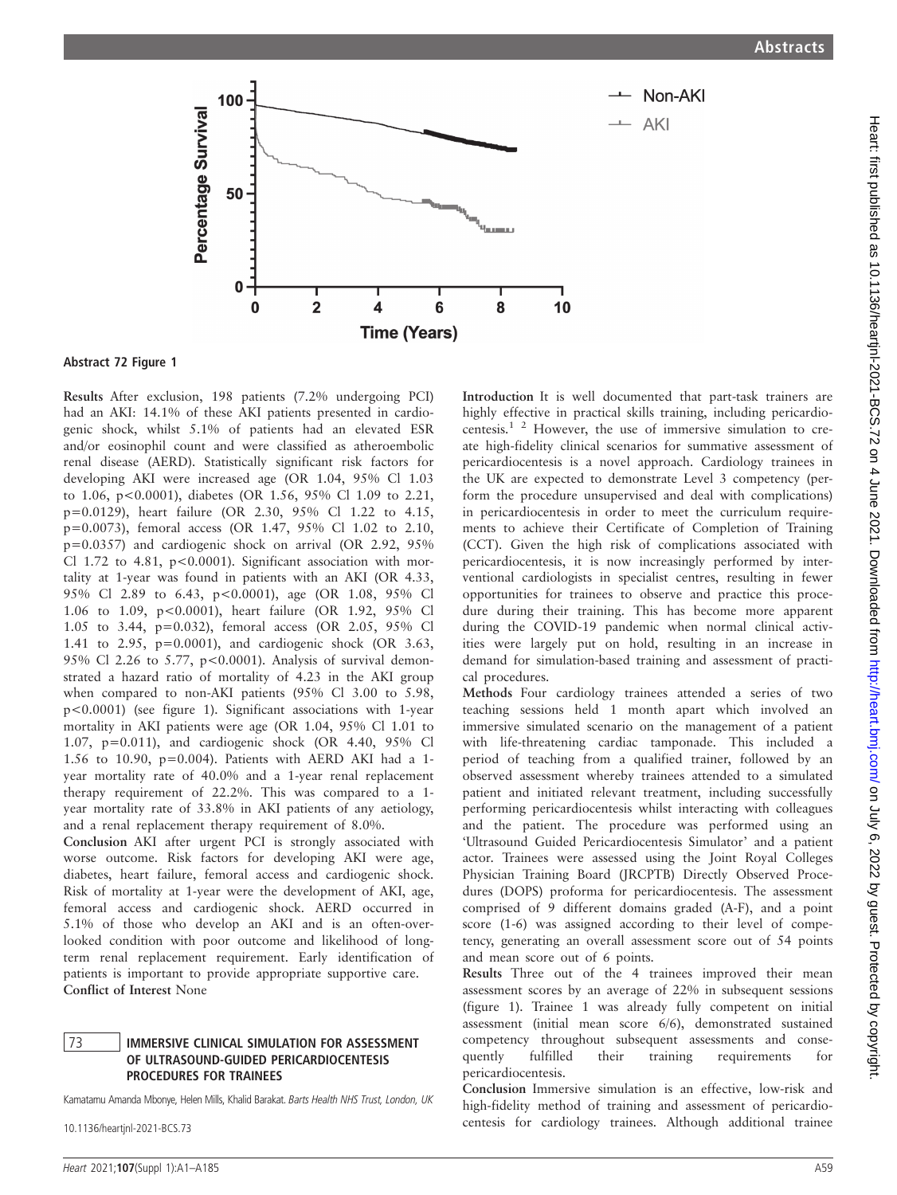100
50
0
Percentage Survival
0
2
4
6
8
10
Time (Years)
Non-AKI
AKI

**Abstract 72 Figure 1**

**Results** After exclusion, 198 patients (7.2% undergoing PCI) had an AKI: 14.1% of these AKI patients presented in cardiogenic shock, whilst 5.1% of patients had an elevated ESR and/or eosinophil count and were classified as atheroembolic renal disease (AERD). Statistically significant risk factors for developing AKI were increased age (OR 1.04, 95% Cl 1.03 to 1.06, $p<0.0001$), diabetes (OR 1.56, 95% Cl 1.09 to 2.21, $p=0.0129$), heart failure (OR 2.30, 95% Cl 1.22 to 4.15, $p=0.0073$), femoral access (OR 1.47, 95% Cl 1.02 to 2.10, $p=0.0357$) and cardiogenic shock on arrival (OR 2.92, 95% Cl 1.72 to 4.81, $p<0.0001$). Significant association with mortality at 1-year was found in patients with an AKI (OR 4.33, 95% Cl 2.89 to 6.43, $p<0.0001$), age (OR 1.08, 95% Cl 1.06 to 1.09, $p<0.0001$), heart failure (OR 1.92, 95% Cl 1.05 to 3.44, $p=0.032$), femoral access (OR 2.05, 95% Cl 1.41 to 2.95, $p=0.0001$), and cardiogenic shock (OR 3.63, 95% Cl 2.26 to 5.77, $p<0.0001$). Analysis of survival demonstrated a hazard ratio of mortality of 4.23 in the AKI group when compared to non-AKI patients (95% Cl 3.00 to 5.98, $p<0.0001$) (see figure 1). Significant associations with 1-year mortality in AKI patients were age (OR 1.04, 95% Cl 1.01 to 1.07, $p=0.011$), and cardiogenic shock (OR 4.40, 95% Cl 1.56 to 10.90, $p=0.004$). Patients with AERD AKI had a 1-year mortality rate of 40.0% and a 1-year renal replacement therapy requirement of 22.2%. This was compared to a 1-year mortality rate of 33.8% in AKI patients of any aetiology, and a renal replacement therapy requirement of 8.0%.

**Conclusion** AKI after urgent PCI is strongly associated with worse outcome. Risk factors for developing AKI were age, diabetes, heart failure, femoral access and cardiogenic shock. Risk of mortality at 1-year were the development of AKI, age, femoral access and cardiogenic shock. AERD occurred in 5.1% of those who develop an AKI and is an often-overlooked condition with poor outcome and likelihood of long-term renal replacement requirement. Early identification of patients is important to provide appropriate supportive care.

**Conflict of Interest** None

## 73 IMMERSIVE CLINICAL SIMULATION FOR ASSESSMENT OF ULTRASOUND-GUIDED PERICARDIOCENTESIS PROCEDURES FOR TRAINEES

Kamatamu Amanda Mbonye, Helen Mills, Khalid Barakat. *Barts Health NHS Trust, London, UK*

10.1136/heartjnl-2021-BCS.73

**Introduction** It is well documented that part-task trainers are highly effective in practical skills training, including pericardiocentesis.[1 2] However, the use of immersive simulation to create high-fidelity clinical scenarios for summative assessment of pericardiocentesis is a novel approach. Cardiology trainees in the UK are expected to demonstrate Level 3 competency (perform the procedure unsupervised and deal with complications) in pericardiocentesis in order to meet the curriculum requirements to achieve their Certificate of Completion of Training (CCT). Given the high risk of complications associated with pericardiocentesis, it is now increasingly performed by interventional cardiologists in specialist centres, resulting in fewer opportunities for trainees to observe and practice this procedure during their training. This has become more apparent during the COVID-19 pandemic when normal clinical activities were largely put on hold, resulting in an increase in demand for simulation-based training and assessment of practical procedures.

**Methods** Four cardiology trainees attended a series of two teaching sessions held 1 month apart which involved an immersive simulated scenario on the management of a patient with life-threatening cardiac tamponade. This included a period of teaching from a qualified trainer, followed by an observed assessment whereby trainees attended to a simulated patient and initiated relevant treatment, including successfully performing pericardiocentesis whilst interacting with colleagues and the patient. The procedure was performed using an 'Ultrasound Guided Pericardiocentesis Simulator' and a patient actor. Trainees were assessed using the Joint Royal Colleges Physician Training Board (JRCPTB) Directly Observed Procedures (DOPS) proforma for pericardiocentesis. The assessment comprised of 9 different domains graded (A-F), and a point score (1-6) was assigned according to their level of competency, generating an overall assessment score out of 54 points and mean score out of 6 points.

**Results** Three out of the 4 trainees improved their mean assessment scores by an average of 22% in subsequent sessions (figure 1). Trainee 1 was already fully competent on initial assessment (initial mean score 6/6), demonstrated sustained competency throughout subsequent assessments and consequently fulfilled their training requirements for pericardiocentesis.

**Conclusion** Immersive simulation is an effective, low-risk and high-fidelity method of training and assessment of pericardiocentesis for cardiology trainees. Although additional trainee